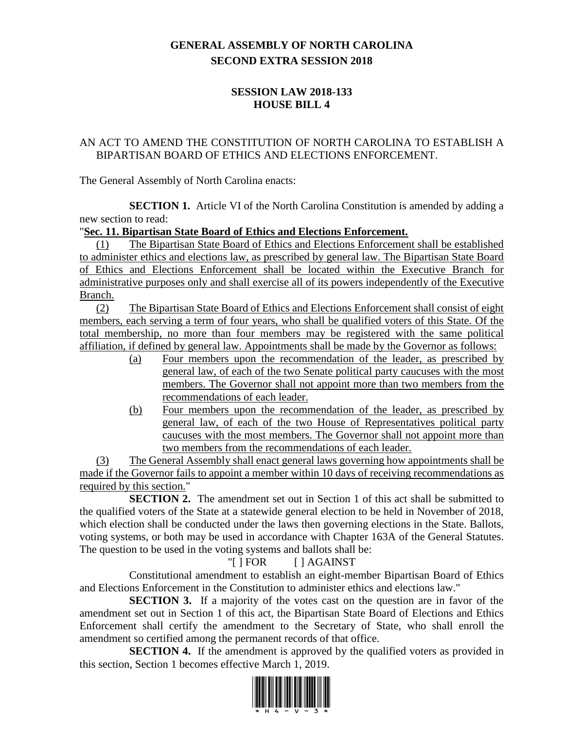# GENERAL ASSEMBLY OF NORTH CAROLINA
# SECOND EXTRA SESSION 2018

## SESSION LAW 2018-133
## HOUSE BILL 4

AN ACT TO AMEND THE CONSTITUTION OF NORTH CAROLINA TO ESTABLISH A BIPARTISAN BOARD OF ETHICS AND ELECTIONS ENFORCEMENT.

The General Assembly of North Carolina enacts:

**SECTION 1.** Article VI of the North Carolina Constitution is amended by adding a new section to read:

"**Sec. 11. Bipartisan State Board of Ethics and Elections Enforcement.**

(1) The Bipartisan State Board of Ethics and Elections Enforcement shall be established to administer ethics and elections law, as prescribed by general law. The Bipartisan State Board of Ethics and Elections Enforcement shall be located within the Executive Branch for administrative purposes only and shall exercise all of its powers independently of the Executive Branch.

(2) The Bipartisan State Board of Ethics and Elections Enforcement shall consist of eight members, each serving a term of four years, who shall be qualified voters of this State. Of the total membership, no more than four members may be registered with the same political affiliation, if defined by general law. Appointments shall be made by the Governor as follows:

(a) Four members upon the recommendation of the leader, as prescribed by general law, of each of the two Senate political party caucuses with the most members. The Governor shall not appoint more than two members from the recommendations of each leader.

(b) Four members upon the recommendation of the leader, as prescribed by general law, of each of the two House of Representatives political party caucuses with the most members. The Governor shall not appoint more than two members from the recommendations of each leader.

(3) The General Assembly shall enact general laws governing how appointments shall be made if the Governor fails to appoint a member within 10 days of receiving recommendations as required by this section."

**SECTION 2.** The amendment set out in Section 1 of this act shall be submitted to the qualified voters of the State at a statewide general election to be held in November of 2018, which election shall be conducted under the laws then governing elections in the State. Ballots, voting systems, or both may be used in accordance with Chapter 163A of the General Statutes. The question to be used in the voting systems and ballots shall be:

"[ ] FOR [ ] AGAINST

Constitutional amendment to establish an eight-member Bipartisan Board of Ethics and Elections Enforcement in the Constitution to administer ethics and elections law."

**SECTION 3.** If a majority of the votes cast on the question are in favor of the amendment set out in Section 1 of this act, the Bipartisan State Board of Elections and Ethics Enforcement shall certify the amendment to the Secretary of State, who shall enroll the amendment so certified among the permanent records of that office.

**SECTION 4.** If the amendment is approved by the qualified voters as provided in this section, Section 1 becomes effective March 1, 2019.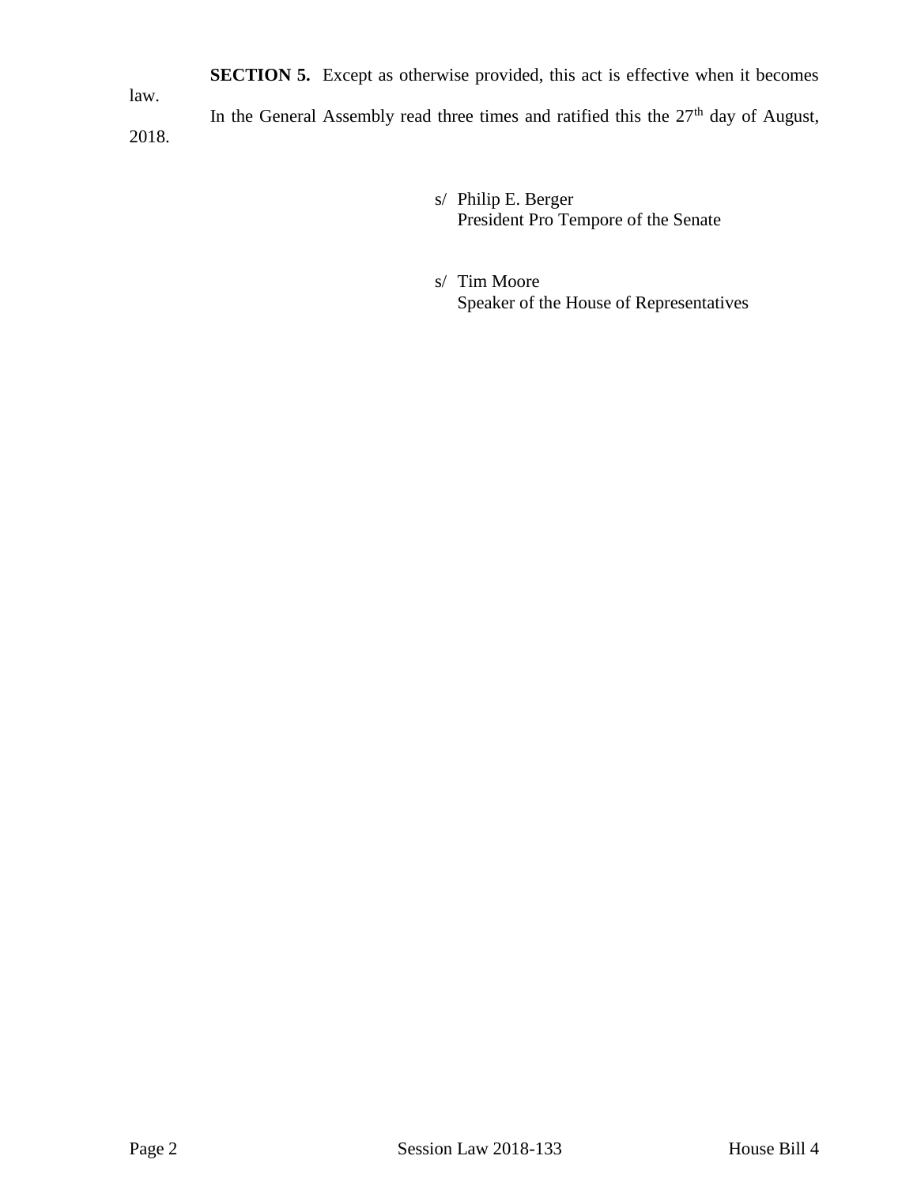**SECTION 5.** Except as otherwise provided, this act is effective when it becomes law.

In the General Assembly read three times and ratified this the 27th day of August, 2018.

s/ Philip E. Berger
President Pro Tempore of the Senate

s/ Tim Moore
Speaker of the House of Representatives